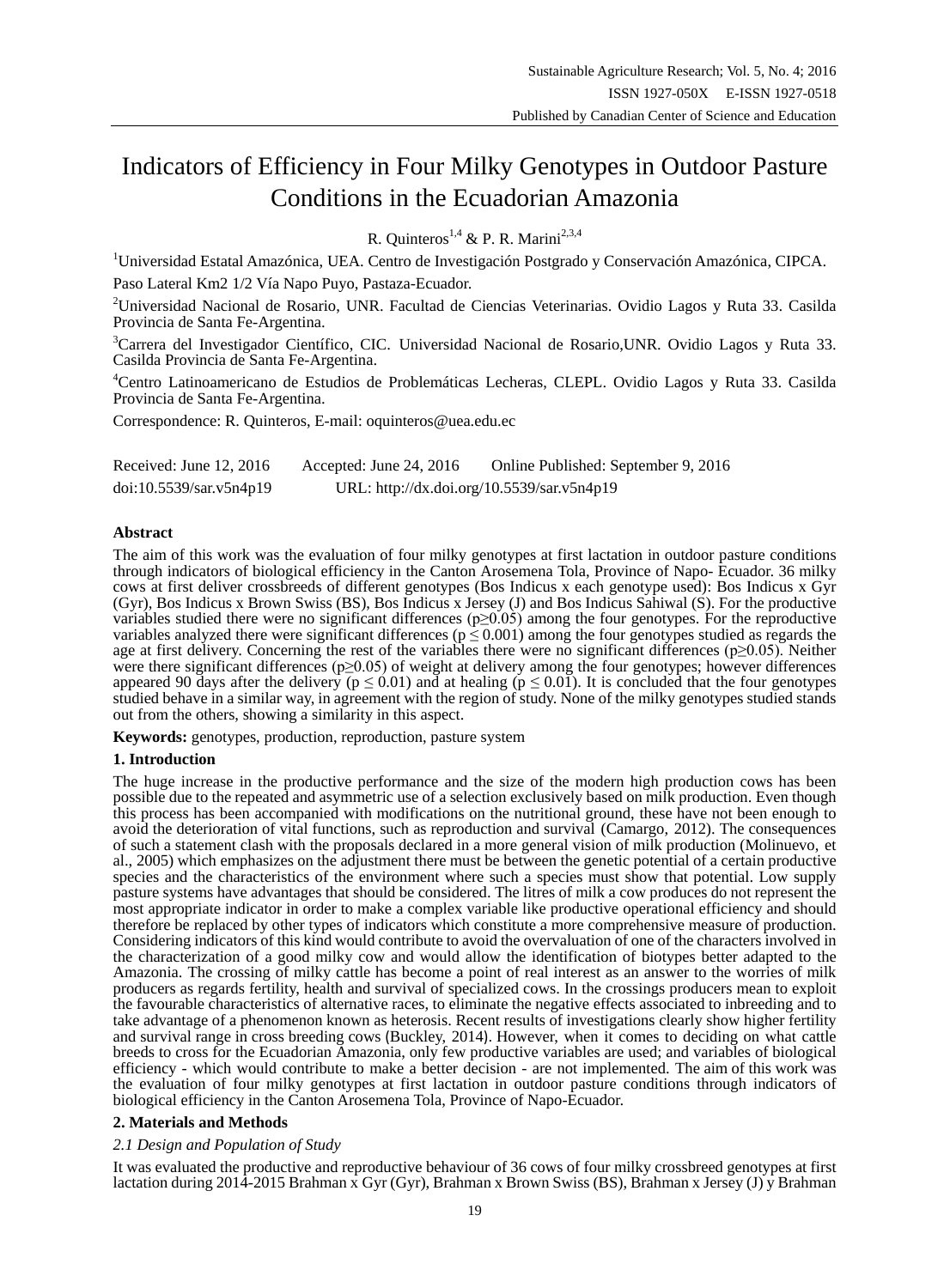# Indicators of Efficiency in Four Milky Genotypes in Outdoor Pasture Conditions in the Ecuadorian Amazonia

R. Quinteros[1,4] & P. R. Marini[2,3,4]

[1]Universidad Estatal Amazónica, UEA. Centro de Investigación Postgrado y Conservación Amazónica, CIPCA. Paso Lateral Km2 1/2 Vía Napo Puyo, Pastaza-Ecuador.

[2]Universidad Nacional de Rosario, UNR. Facultad de Ciencias Veterinarias. Ovidio Lagos y Ruta 33. Casilda Provincia de Santa Fe-Argentina.

[3]Carrera del Investigador Científico, CIC. Universidad Nacional de Rosario,UNR. Ovidio Lagos y Ruta 33. Casilda Provincia de Santa Fe-Argentina.

[4]Centro Latinoamericano de Estudios de Problemáticas Lecheras, CLEPL. Ovidio Lagos y Ruta 33. Casilda Provincia de Santa Fe-Argentina.

Correspondence: R. Quinteros, E-mail: oquinteros@uea.edu.ec

Received: June 12, 2016 Accepted: June 24, 2016 Online Published: September 9, 2016

doi:10.5539/sar.v5n4p19 URL: http://dx.doi.org/10.5539/sar.v5n4p19

## Abstract

The aim of this work was the evaluation of four milky genotypes at first lactation in outdoor pasture conditions through indicators of biological efficiency in the Canton Arosemena Tola, Province of Napo- Ecuador. 36 milky cows at first deliver crossbreeds of different genotypes (Bos Indicus x each genotype used): Bos Indicus x Gyr (Gyr), Bos Indicus x Brown Swiss (BS), Bos Indicus x Jersey (J) and Bos Indicus Sahiwal (S). For the productive variables studied there were no significant differences ($p \geq 0.05$) among the four genotypes. For the reproductive variables analyzed there were significant differences ($p \leq 0.001$) among the four genotypes studied as regards the age at first delivery. Concerning the rest of the variables there were no significant differences ($p \geq 0.05$). Neither were there significant differences ($p \geq 0.05$) of weight at delivery among the four genotypes; however differences appeared 90 days after the delivery ($p \leq 0.01$) and at healing ($p \leq 0.01$). It is concluded that the four genotypes studied behave in a similar way, in agreement with the region of study. None of the milky genotypes studied stands out from the others, showing a similarity in this aspect.

**Keywords:** genotypes, production, reproduction, pasture system

## 1. Introduction

The huge increase in the productive performance and the size of the modern high production cows has been possible due to the repeated and asymmetric use of a selection exclusively based on milk production. Even though this process has been accompanied with modifications on the nutritional ground, these have not been enough to avoid the deterioration of vital functions, such as reproduction and survival (Camargo, 2012). The consequences of such a statement clash with the proposals declared in a more general vision of milk production (Molinuevo, et al., 2005) which emphasizes on the adjustment there must be between the genetic potential of a certain productive species and the characteristics of the environment where such a species must show that potential. Low supply pasture systems have advantages that should be considered. The litres of milk a cow produces do not represent the most appropriate indicator in order to make a complex variable like productive operational efficiency and should therefore be replaced by other types of indicators which constitute a more comprehensive measure of production. Considering indicators of this kind would contribute to avoid the overvaluation of one of the characters involved in the characterization of a good milky cow and would allow the identification of biotypes better adapted to the Amazonia. The crossing of milky cattle has become a point of real interest as an answer to the worries of milk producers as regards fertility, health and survival of specialized cows. In the crossings producers mean to exploit the favourable characteristics of alternative races, to eliminate the negative effects associated to inbreeding and to take advantage of a phenomenon known as heterosis. Recent results of investigations clearly show higher fertility and survival range in cross breeding cows (Buckley, 2014). However, when it comes to deciding on what cattle breeds to cross for the Ecuadorian Amazonia, only few productive variables are used; and variables of biological efficiency - which would contribute to make a better decision - are not implemented. The aim of this work was the evaluation of four milky genotypes at first lactation in outdoor pasture conditions through indicators of biological efficiency in the Canton Arosemena Tola, Province of Napo-Ecuador.

## 2. Materials and Methods

### *2.1 Design and Population of Study*

It was evaluated the productive and reproductive behaviour of 36 cows of four milky crossbreed genotypes at first lactation during 2014-2015 Brahman x Gyr (Gyr), Brahman x Brown Swiss (BS), Brahman x Jersey (J) y Brahman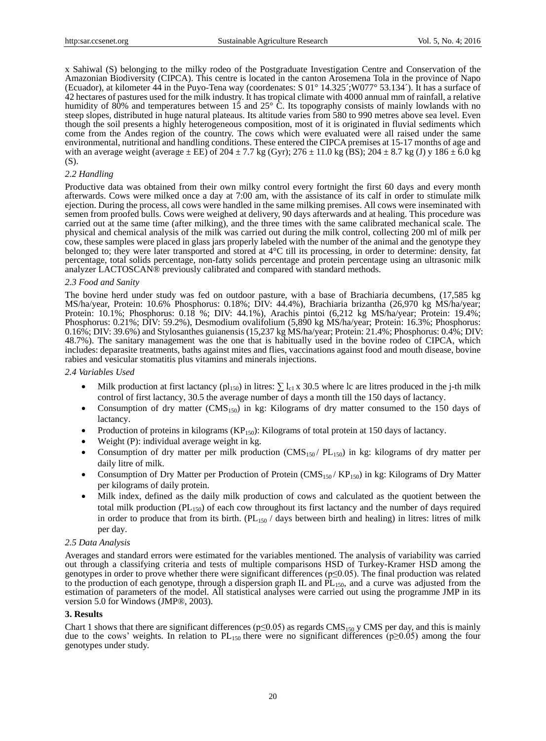x Sahiwal (S) belonging to the milky rodeo of the Postgraduate Investigation Centre and Conservation of the Amazonian Biodiversity (CIPCA). This centre is located in the canton Arosemena Tola in the province of Napo (Ecuador), at kilometer 44 in the Puyo-Tena way (coordenates: S 01° 14.325´;W077° 53.134´). It has a surface of 42 hectares of pastures used for the milk industry. It has tropical climate with 4000 annual mm of rainfall, a relative humidity of 80% and temperatures between 15 and 25° C. Its topography consists of mainly lowlands with no steep slopes, distributed in huge natural plateaus. Its altitude varies from 580 to 990 metres above sea level. Even though the soil presents a highly heterogeneous composition, most of it is originated in fluvial sediments which come from the Andes region of the country. The cows which were evaluated were all raised under the same environmental, nutritional and handling conditions. These entered the CIPCA premises at 15-17 months of age and with an average weight (average ± EE) of 204 ± 7.7 kg (Gyr); 276 ± 11.0 kg (BS); 204 ± 8.7 kg (J) y 186 ± 6.0 kg (S).

### 2.2 Handling

Productive data was obtained from their own milky control every fortnight the first 60 days and every month afterwards. Cows were milked once a day at 7:00 am, with the assistance of its calf in order to stimulate milk ejection. During the process, all cows were handled in the same milking premises. All cows were inseminated with semen from proofed bulls. Cows were weighed at delivery, 90 days afterwards and at healing. This procedure was carried out at the same time (after milking), and the three times with the same calibrated mechanical scale. The physical and chemical analysis of the milk was carried out during the milk control, collecting 200 ml of milk per cow, these samples were placed in glass jars properly labeled with the number of the animal and the genotype they belonged to; they were later transported and stored at 4°C till its processing, in order to determine: density, fat percentage, total solids percentage, non-fatty solids percentage and protein percentage using an ultrasonic milk analyzer LACTOSCAN® previously calibrated and compared with standard methods.

### 2.3 Food and Sanity

The bovine herd under study was fed on outdoor pasture, with a base of Brachiaria decumbens, (17,585 kg MS/ha/year, Protein: 10.6% Phosphorus: 0.18%; DIV: 44.4%), Brachiaria brizantha (26,970 kg MS/ha/year; Protein: 10.1%; Phosphorus: 0.18 %; DIV: 44.1%), Arachis pintoi (6,212 kg MS/ha/year; Protein: 19.4%; Phosphorus: 0.21%; DIV: 59.2%), Desmodium ovalifolium (5,890 kg MS/ha/year; Protein: 16.3%; Phosphorus: 0.16%; DIV: 39.6%) and Stylosanthes guianensis (15,237 kg MS/ha/year; Protein: 21.4%; Phosphorus: 0.4%; DIV: 48.7%). The sanitary management was the one that is habitually used in the bovine rodeo of CIPCA, which includes: deparasite treatments, baths against mites and flies, vaccinations against food and mouth disease, bovine rabies and vesicular stomatitis plus vitamins and minerals injections.

### 2.4 Variables Used

- Milk production at first lactancy ($pl_{150}$) in litres: $\sum l_{c1} \times 30.5$ where lc are litres produced in the j-th milk control of first lactancy, 30.5 the average number of days a month till the 150 days of lactancy.
- Consumption of dry matter ($CMS_{150}$) in kg: Kilograms of dry matter consumed to the 150 days of lactancy.
- Production of proteins in kilograms ($KP_{150}$): Kilograms of total protein at 150 days of lactancy.
- Weight (P): individual average weight in kg.
- Consumption of dry matter per milk production ($CMS_{150}$ / $PL_{150}$) in kg: kilograms of dry matter per daily litre of milk.
- Consumption of Dry Matter per Production of Protein ($CMS_{150}$ / $KP_{150}$) in kg: Kilograms of Dry Matter per kilograms of daily protein.
- Milk index, defined as the daily milk production of cows and calculated as the quotient between the total milk production ($PL_{150}$) of each cow throughout its first lactancy and the number of days required in order to produce that from its birth. ($PL_{150}$ / days between birth and healing) in litres: litres of milk per day.

### 2.5 Data Analysis

Averages and standard errors were estimated for the variables mentioned. The analysis of variability was carried out through a classifying criteria and tests of multiple comparisons HSD of Turkey-Kramer HSD among the genotypes in order to prove whether there were significant differences ($p \leq 0.05$). The final production was related to the production of each genotype, through a dispersion graph IL and $PL_{150}$, and a curve was adjusted from the estimation of parameters of the model. All statistical analyses were carried out using the programme JMP in its version 5.0 for Windows (JMP®, 2003).

## 3. Results

Chart 1 shows that there are significant differences ($p \leq 0.05$) as regards $CMS_{150}$ y CMS per day, and this is mainly due to the cows' weights. In relation to $PL_{150}$ there were no significant differences ($p \geq 0.05$) among the four genotypes under study.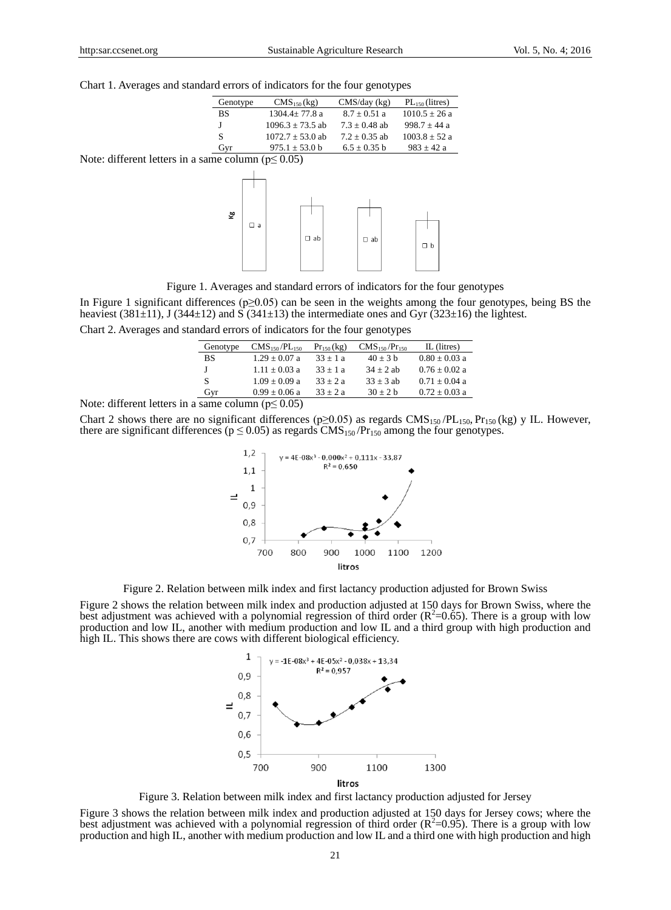Chart 1. Averages and standard errors of indicators for the four genotypes

| Genotype | $CMS_{150}$ (kg) | CMS/day (kg) | $PL_{150}$ (litres) |
|---|---|---|---|
| BS | 1304.4± 77.8 a | 8.7 ± 0.51 a | 1010.5 ± 26 a |
| J | 1096.3 ± 73.5 ab | 7.3 ± 0.48 ab | 998.7 ± 44 a |
| S | 1072.7 ± 53.0 ab | 7.2 ± 0.35 ab | 1003.8 ± 52 a |
| Gyr | 975.1 ± 53.0 b | 6.5 ± 0.35 b | 983 ± 42 a |

Note: different letters in a same column ($p \leq 0.05$)

Figure 1. Averages and standard errors of indicators for the four genotypes

In Figure 1 significant differences ($p \geq 0.05$) can be seen in the weights among the four genotypes, being BS the heaviest (381±11), J (344±12) and S (341±13) the intermediate ones and Gyr (323±16) the lightest.

Chart 2. Averages and standard errors of indicators for the four genotypes

| Genotype | $CMS_{150}/PL_{150}$ | $Pr_{150}$ (kg) | $CMS_{150}/Pr_{150}$ | IL (litres) |
|---|---|---|---|---|
| BS | 1.29 ± 0.07 a | 33 ± 1 a | 40 ± 3 b | 0.80 ± 0.03 a |
| J | 1.11 ± 0.03 a | 33 ± 1 a | 34 ± 2 ab | 0.76 ± 0.02 a |
| S | 1.09 ± 0.09 a | 33 ± 2 a | 33 ± 3 ab | 0.71 ± 0.04 a |
| Gyr | 0.99 ± 0.06 a | 33 ± 2 a | 30 ± 2 b | 0.72 ± 0.03 a |

Note: different letters in a same column ($p \leq 0.05$)

Chart 2 shows there are no significant differences ($p \geq 0.05$) as regards $CMS_{150}/PL_{150}$, $Pr_{150}$ (kg) y IL. However, there are significant differences ($p \leq 0.05$) as regards $CMS_{150}/Pr_{150}$ among the four genotypes.

Figure 2. Relation between milk index and first lactancy production adjusted for Brown Swiss

Figure 2 shows the relation between milk index and production adjusted at 150 days for Brown Swiss, where the best adjustment was achieved with a polynomial regression of third order ($R^2$=0.65). There is a group with low production and low IL, another with medium production and low IL and a third group with high production and high IL. This shows there are cows with different biological efficiency.

Figure 3. Relation between milk index and first lactancy production adjusted for Jersey

Figure 3 shows the relation between milk index and production adjusted at 150 days for Jersey cows; where the best adjustment was achieved with a polynomial regression of third order ($R^2$=0.95). There is a group with low production and high IL, another with medium production and low IL and a third one with high production and high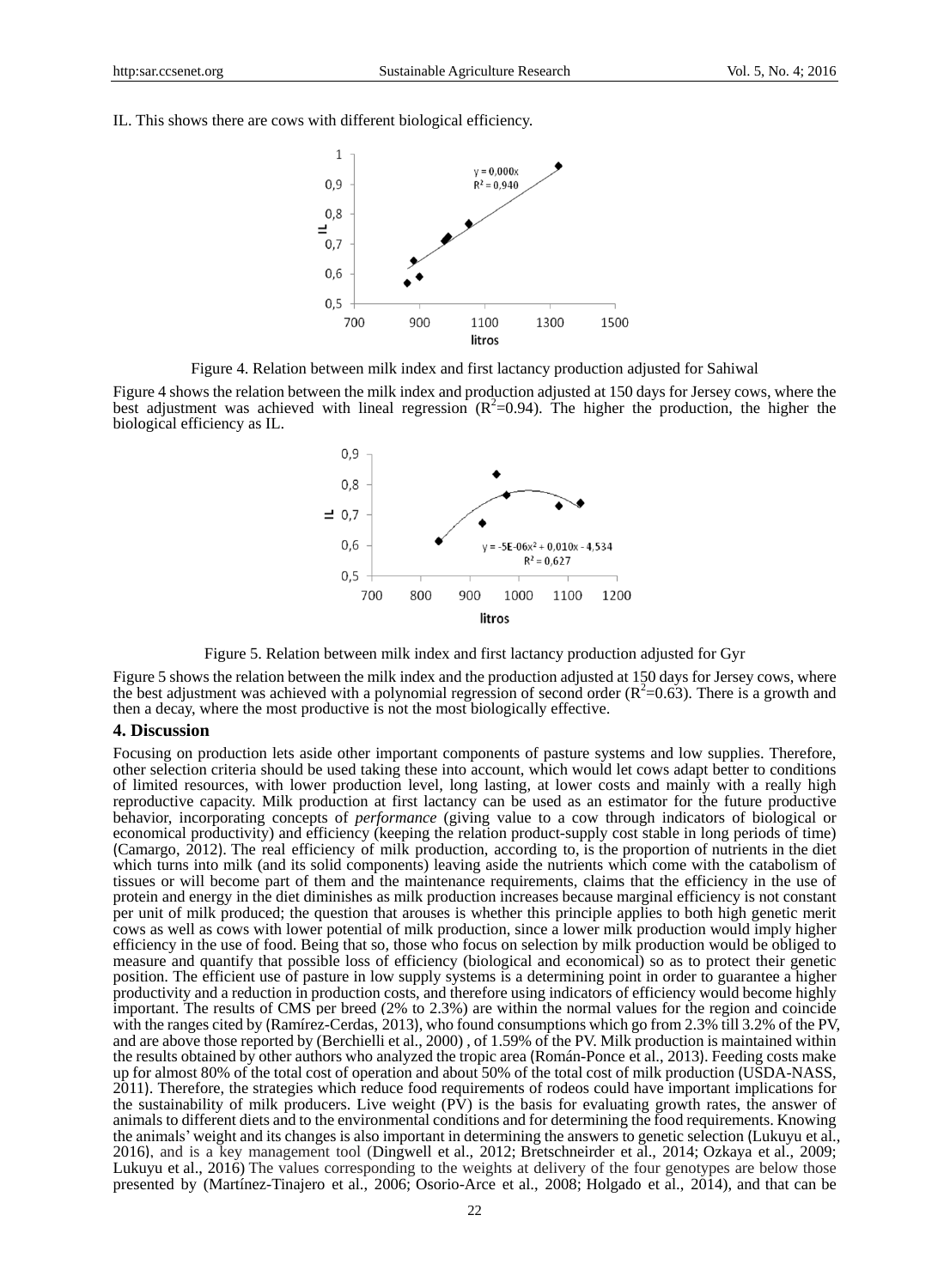IL. This shows there are cows with different biological efficiency.

Figure 4. Relation between milk index and first lactancy production adjusted for Sahiwal

Figure 4 shows the relation between the milk index and production adjusted at 150 days for Jersey cows, where the best adjustment was achieved with lineal regression ($R^2$=0.94). The higher the production, the higher the biological efficiency as IL.

Figure 5. Relation between milk index and first lactancy production adjusted for Gyr

Figure 5 shows the relation between the milk index and the production adjusted at 150 days for Jersey cows, where the best adjustment was achieved with a polynomial regression of second order ($R^2$=0.63). There is a growth and then a decay, where the most productive is not the most biologically effective.

## 4. Discussion

Focusing on production lets aside other important components of pasture systems and low supplies. Therefore, other selection criteria should be used taking these into account, which would let cows adapt better to conditions of limited resources, with lower production level, long lasting, at lower costs and mainly with a really high reproductive capacity. Milk production at first lactancy can be used as an estimator for the future productive behavior, incorporating concepts of *performance* (giving value to a cow through indicators of biological or economical productivity) and efficiency (keeping the relation product-supply cost stable in long periods of time) (Camargo, 2012). The real efficiency of milk production, according to, is the proportion of nutrients in the diet which turns into milk (and its solid components) leaving aside the nutrients which come with the catabolism of tissues or will become part of them and the maintenance requirements, claims that the efficiency in the use of protein and energy in the diet diminishes as milk production increases because marginal efficiency is not constant per unit of milk produced; the question that arouses is whether this principle applies to both high genetic merit cows as well as cows with lower potential of milk production, since a lower milk production would imply higher efficiency in the use of food. Being that so, those who focus on selection by milk production would be obliged to measure and quantify that possible loss of efficiency (biological and economical) so as to protect their genetic position. The efficient use of pasture in low supply systems is a determining point in order to guarantee a higher productivity and a reduction in production costs, and therefore using indicators of efficiency would become highly important. The results of CMS per breed (2% to 2.3%) are within the normal values for the region and coincide with the ranges cited by (Ramírez-Cerdas, 2013), who found consumptions which go from 2.3% till 3.2% of the PV, and are above those reported by (Berchielli et al., 2000) , of 1.59% of the PV. Milk production is maintained within the results obtained by other authors who analyzed the tropic area (Román-Ponce et al., 2013). Feeding costs make up for almost 80% of the total cost of operation and about 50% of the total cost of milk production (USDA-NASS, 2011). Therefore, the strategies which reduce food requirements of rodeos could have important implications for the sustainability of milk producers. Live weight (PV) is the basis for evaluating growth rates, the answer of animals to different diets and to the environmental conditions and for determining the food requirements. Knowing the animals' weight and its changes is also important in determining the answers to genetic selection (Lukuyu et al., 2016), and is a key management tool (Dingwell et al., 2012; Bretschneirder et al., 2014; Ozkaya et al., 2009; Lukuyu et al., 2016) The values corresponding to the weights at delivery of the four genotypes are below those presented by (Martínez-Tinajero et al., 2006; Osorio-Arce et al., 2008; Holgado et al., 2014), and that can be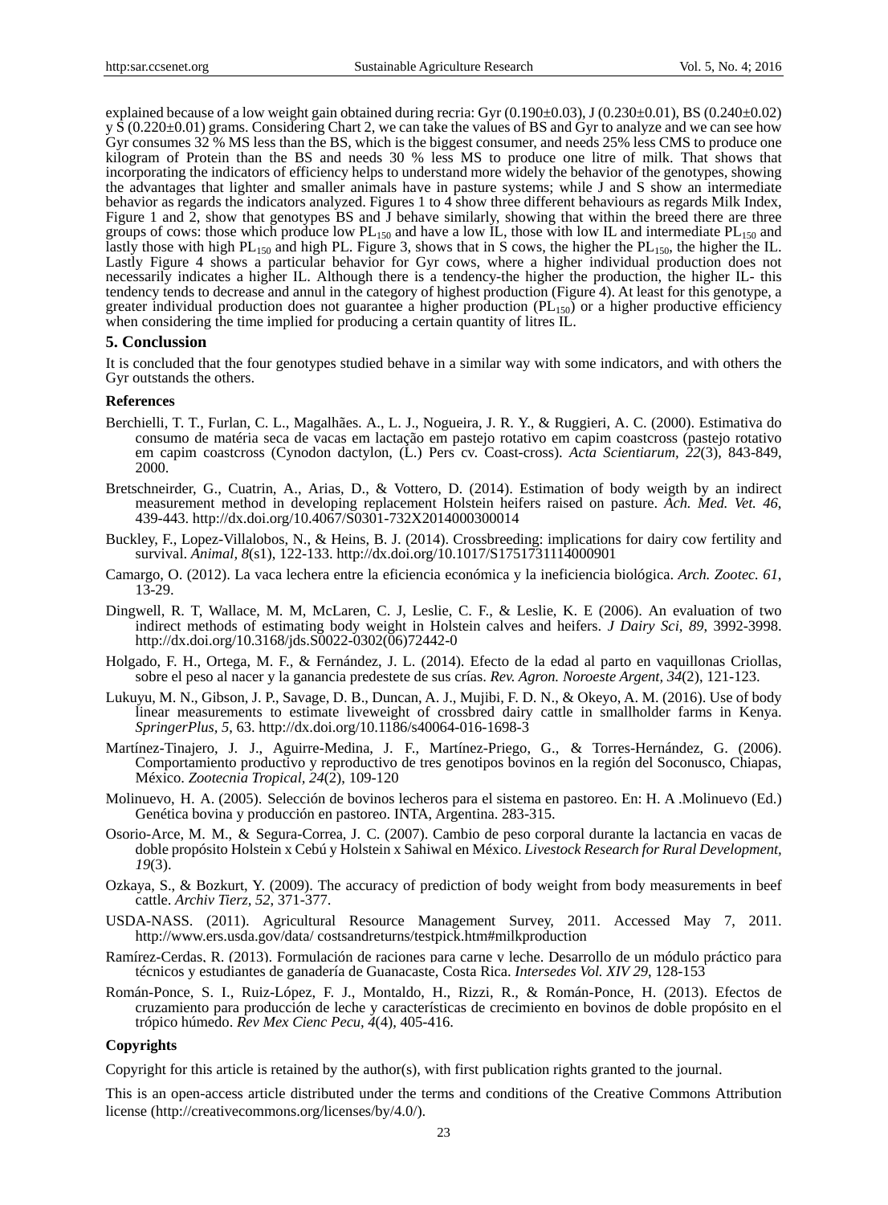explained because of a low weight gain obtained during recria: Gyr (0.190±0.03), J (0.230±0.01), BS (0.240±0.02) y S (0.220±0.01) grams. Considering Chart 2, we can take the values of BS and Gyr to analyze and we can see how Gyr consumes 32 % MS less than the BS, which is the biggest consumer, and needs 25% less CMS to produce one kilogram of Protein than the BS and needs 30 % less MS to produce one litre of milk. That shows that incorporating the indicators of efficiency helps to understand more widely the behavior of the genotypes, showing the advantages that lighter and smaller animals have in pasture systems; while J and S show an intermediate behavior as regards the indicators analyzed. Figures 1 to 4 show three different behaviours as regards Milk Index, Figure 1 and 2, show that genotypes BS and J behave similarly, showing that within the breed there are three groups of cows: those which produce low $PL_{150}$ and have a low IL, those with low IL and intermediate $PL_{150}$ and lastly those with high $PL_{150}$ and high PL. Figure 3, shows that in S cows, the higher the $PL_{150}$, the higher the IL. Lastly Figure 4 shows a particular behavior for Gyr cows, where a higher individual production does not necessarily indicates a higher IL. Although there is a tendency-the higher the production, the higher IL- this tendency tends to decrease and annul in the category of highest production (Figure 4). At least for this genotype, a greater individual production does not guarantee a higher production ($PL_{150}$) or a higher productive efficiency when considering the time implied for producing a certain quantity of litres IL.

## 5. Conclussion

It is concluded that the four genotypes studied behave in a similar way with some indicators, and with others the Gyr outstands the others.

### References

Berchielli, T. T., Furlan, C. L., Magalhães. A., L. J., Nogueira, J. R. Y., & Ruggieri, A. C. (2000). Estimativa do consumo de matéria seca de vacas em lactação em pastejo rotativo em capim coastcross (pastejo rotativo em capim coastcross (Cynodon dactylon, (L.) Pers cv. Coast-cross). *Acta Scientiarum, 22*(3), 843-849, 2000.

Bretschneirder, G., Cuatrin, A., Arias, D., & Vottero, D. (2014). Estimation of body weigth by an indirect measurement method in developing replacement Holstein heifers raised on pasture. *Ach. Med. Vet. 46*, 439-443. http://dx.doi.org/10.4067/S0301-732X2014000300014

Buckley, F., Lopez-Villalobos, N., & Heins, B. J. (2014). Crossbreeding: implications for dairy cow fertility and survival. *Animal, 8*(s1), 122-133. http://dx.doi.org/10.1017/S1751731114000901

Camargo, O. (2012). La vaca lechera entre la eficiencia económica y la ineficiencia biológica. *Arch. Zootec. 61*, 13-29.

Dingwell, R. T, Wallace, M. M, McLaren, C. J, Leslie, C. F., & Leslie, K. E (2006). An evaluation of two indirect methods of estimating body weight in Holstein calves and heifers. *J Dairy Sci, 89*, 3992-3998. http://dx.doi.org/10.3168/jds.S0022-0302(06)72442-0

Holgado, F. H., Ortega, M. F., & Fernández, J. L. (2014). Efecto de la edad al parto en vaquillonas Criollas, sobre el peso al nacer y la ganancia predestete de sus crías. *Rev. Agron. Noroeste Argent, 34*(2), 121-123.

Lukuyu, M. N., Gibson, J. P., Savage, D. B., Duncan, A. J., Mujibi, F. D. N., & Okeyo, A. M. (2016). Use of body linear measurements to estimate liveweight of crossbred dairy cattle in smallholder farms in Kenya. *SpringerPlus, 5*, 63. http://dx.doi.org/10.1186/s40064-016-1698-3

Martínez-Tinajero, J. J., Aguirre-Medina, J. F., Martínez-Priego, G., & Torres-Hernández, G. (2006). Comportamiento productivo y reproductivo de tres genotipos bovinos en la región del Soconusco, Chiapas, México. *Zootecnia Tropical, 24*(2), 109-120

Molinuevo, H. A. (2005). Selección de bovinos lecheros para el sistema en pastoreo. En: H. A .Molinuevo (Ed.) Genética bovina y producción en pastoreo. INTA, Argentina. 283-315.

Osorio-Arce, M. M., & Segura-Correa, J. C. (2007). Cambio de peso corporal durante la lactancia en vacas de doble propósito Holstein x Cebú y Holstein x Sahiwal en México. *Livestock Research for Rural Development, 19*(3).

Ozkaya, S., & Bozkurt, Y. (2009). The accuracy of prediction of body weight from body measurements in beef cattle. *Archiv Tierz, 52*, 371-377.

USDA-NASS. (2011). Agricultural Resource Management Survey, 2011. Accessed May 7, 2011. http://www.ers.usda.gov/data/ costsandreturns/testpick.htm#milkproduction

Ramírez-Cerdas, R. (2013). Formulación de raciones para carne y leche. Desarrollo de un módulo práctico para técnicos y estudiantes de ganadería de Guanacaste, Costa Rica. *Intersedes Vol. XIV 29*, 128-153

Román-Ponce, S. I., Ruiz-López, F. J., Montaldo, H., Rizzi, R., & Román-Ponce, H. (2013). Efectos de cruzamiento para producción de leche y características de crecimiento en bovinos de doble propósito en el trópico húmedo. *Rev Mex Cienc Pecu, 4*(4), 405-416.

### Copyrights

Copyright for this article is retained by the author(s), with first publication rights granted to the journal.

This is an open-access article distributed under the terms and conditions of the Creative Commons Attribution license (http://creativecommons.org/licenses/by/4.0/).